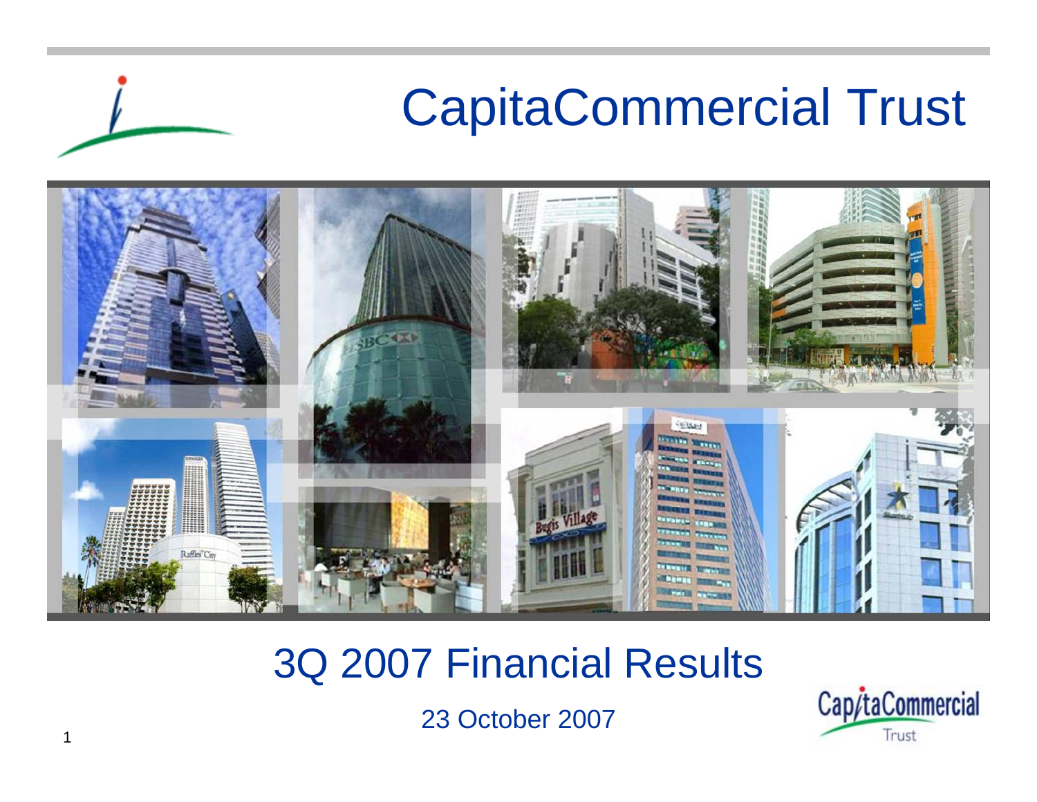# CapitaCommercial Trust

## 3Q 2007 Financial Results

23 October 2007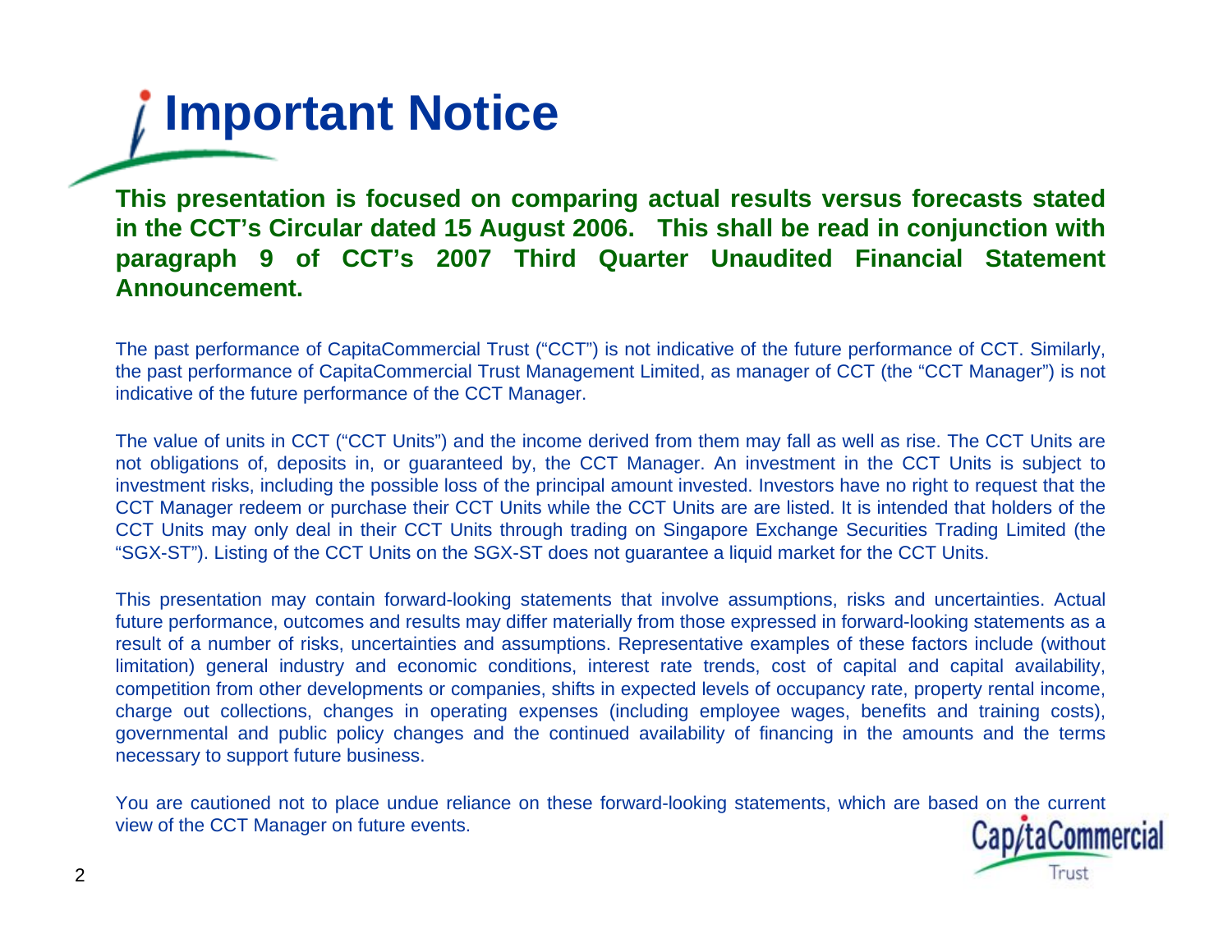# Important Notice

**This presentation is focused on comparing actual results versus forecasts stated in the CCT's Circular dated 15 August 2006. This shall be read in conjunction with paragraph 9 of CCT's 2007 Third Quarter Unaudited Financial Statement Announcement.**

The past performance of CapitaCommercial Trust ("CCT") is not indicative of the future performance of CCT. Similarly, the past performance of CapitaCommercial Trust Management Limited, as manager of CCT (the "CCT Manager") is not indicative of the future performance of the CCT Manager.

The value of units in CCT ("CCT Units") and the income derived from them may fall as well as rise. The CCT Units are not obligations of, deposits in, or guaranteed by, the CCT Manager. An investment in the CCT Units is subject to investment risks, including the possible loss of the principal amount invested. Investors have no right to request that the CCT Manager redeem or purchase their CCT Units while the CCT Units are are listed. It is intended that holders of the CCT Units may only deal in their CCT Units through trading on Singapore Exchange Securities Trading Limited (the "SGX-ST"). Listing of the CCT Units on the SGX-ST does not guarantee a liquid market for the CCT Units.

This presentation may contain forward-looking statements that involve assumptions, risks and uncertainties. Actual future performance, outcomes and results may differ materially from those expressed in forward-looking statements as a result of a number of risks, uncertainties and assumptions. Representative examples of these factors include (without limitation) general industry and economic conditions, interest rate trends, cost of capital and capital availability, competition from other developments or companies, shifts in expected levels of occupancy rate, property rental income, charge out collections, changes in operating expenses (including employee wages, benefits and training costs), governmental and public policy changes and the continued availability of financing in the amounts and the terms necessary to support future business.

You are cautioned not to place undue reliance on these forward-looking statements, which are based on the current view of the CCT Manager on future events.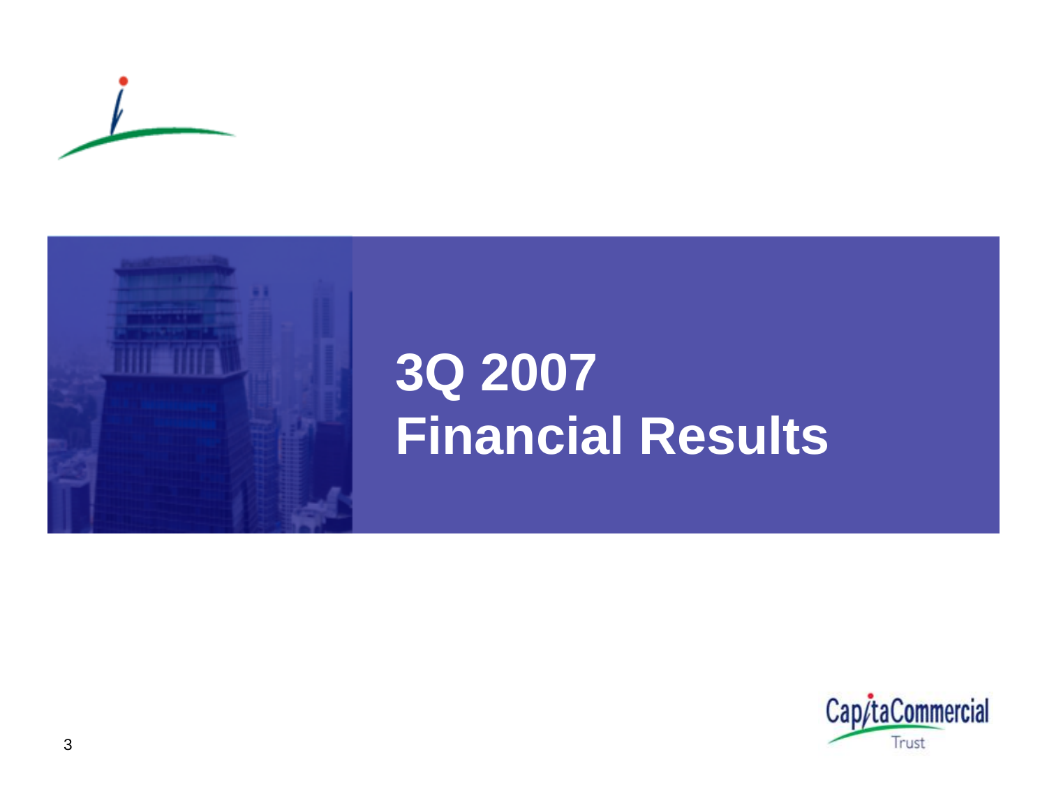# 3Q 2007 Financial Results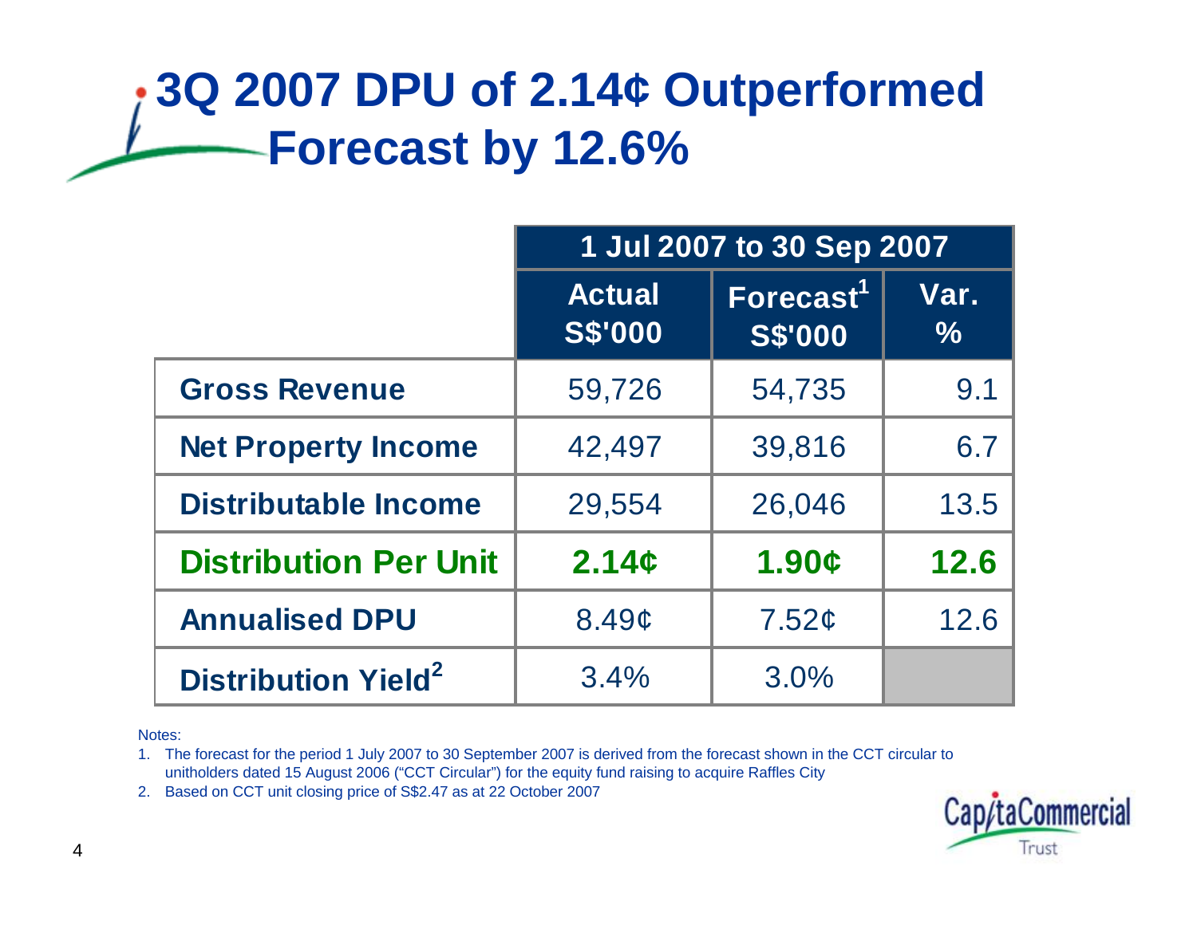# 3Q 2007 DPU of 2.14¢ Outperformed Forecast by 12.6%

| | 1 Jul 2007 to 30 Sep 2007 | | |
|---|---|---|---|
| | Actual S$'000 | Forecast[1] S$'000 | Var. % |
| **Gross Revenue** | 59,726 | 54,735 | 9.1 |
| **Net Property Income** | 42,497 | 39,816 | 6.7 |
| **Distributable Income** | 29,554 | 26,046 | 13.5 |
| **Distribution Per Unit** | **2.14¢** | **1.90¢** | **12.6** |
| **Annualised DPU** | 8.49¢ | 7.52¢ | 12.6 |
| **Distribution Yield[2]** | 3.4% | 3.0% | |

Notes:

1. The forecast for the period 1 July 2007 to 30 September 2007 is derived from the forecast shown in the CCT circular to unitholders dated 15 August 2006 ("CCT Circular") for the equity fund raising to acquire Raffles City
2. Based on CCT unit closing price of S$2.47 as at 22 October 2007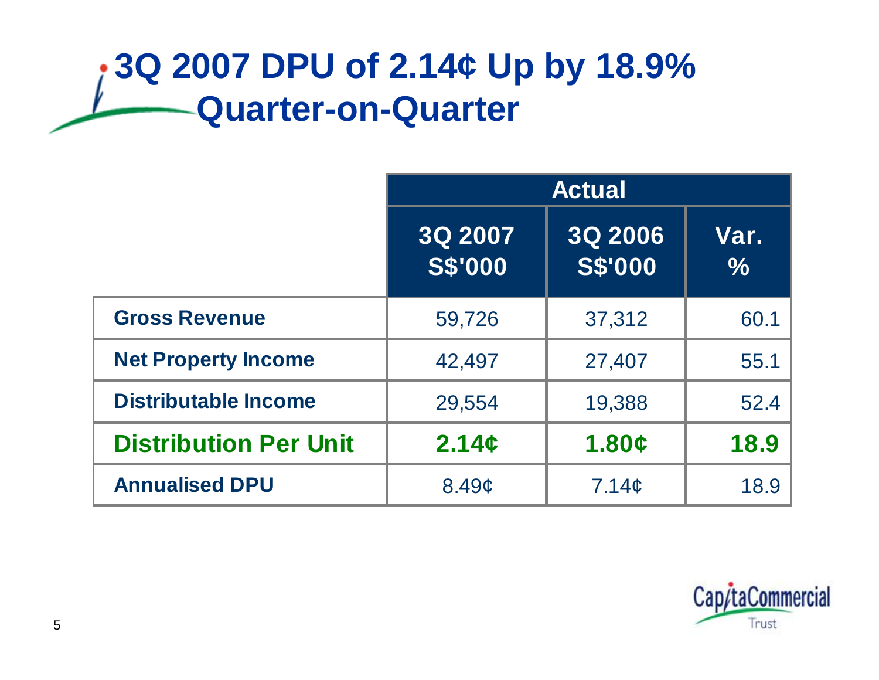# 3Q 2007 DPU of 2.14¢ Up by 18.9% Quarter-on-Quarter

| | Actual | | |
|---|---|---|---|
| | 3Q 2007 S$'000 | 3Q 2006 S$'000 | Var. % |
| **Gross Revenue** | 59,726 | 37,312 | 60.1 |
| **Net Property Income** | 42,497 | 27,407 | 55.1 |
| **Distributable Income** | 29,554 | 19,388 | 52.4 |
| **Distribution Per Unit** | **2.14¢** | **1.80¢** | **18.9** |
| **Annualised DPU** | 8.49¢ | 7.14¢ | 18.9 |

CapitaCommercial Trust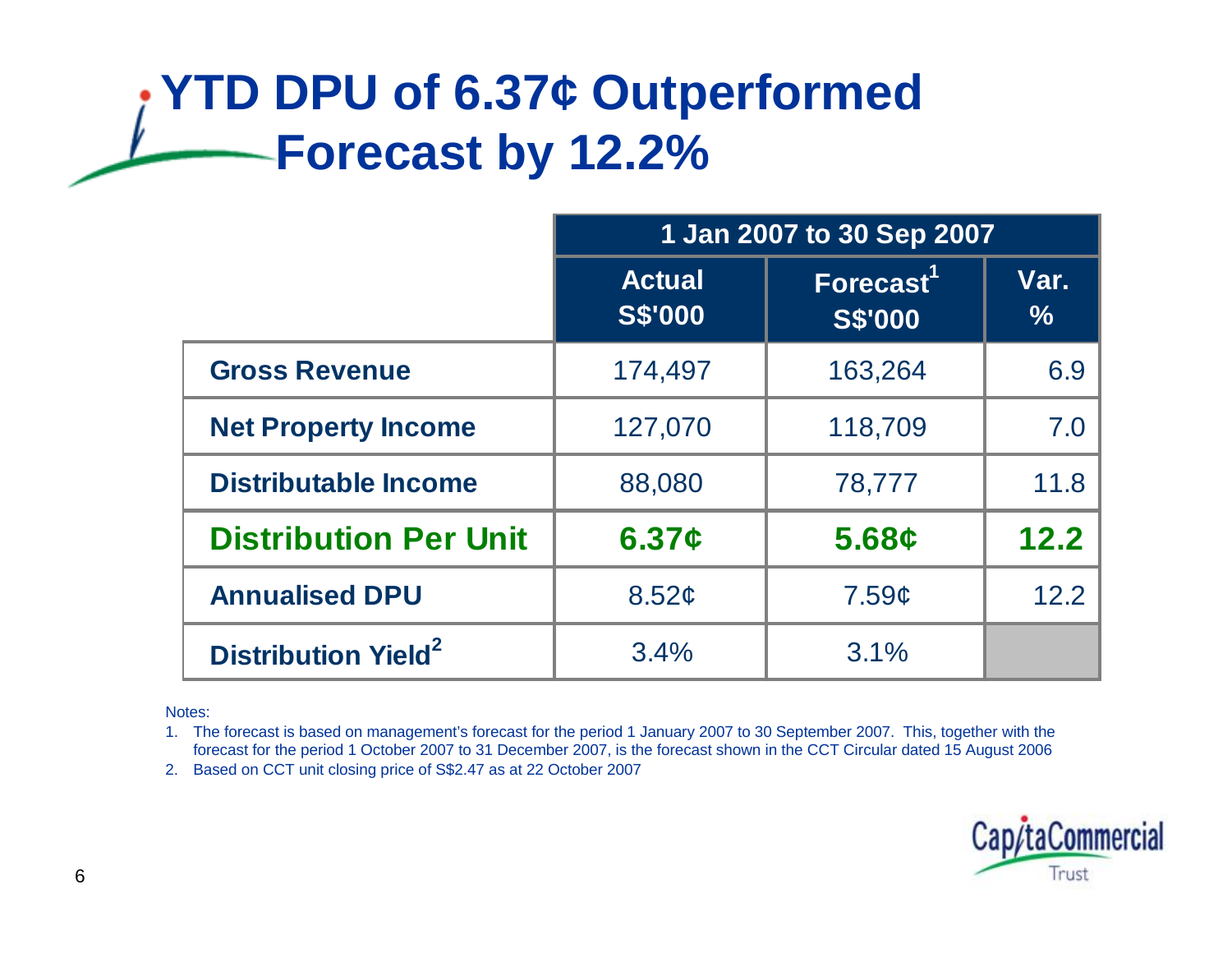# YTD DPU of 6.37¢ Outperformed Forecast by 12.2%

| | 1 Jan 2007 to 30 Sep 2007 | | |
|---|---|---|---|
| | Actual S$'000 | Forecast[1] S$'000 | Var. % |
| **Gross Revenue** | 174,497 | 163,264 | 6.9 |
| **Net Property Income** | 127,070 | 118,709 | 7.0 |
| **Distributable Income** | 88,080 | 78,777 | 11.8 |
| **Distribution Per Unit** | **6.37¢** | **5.68¢** | **12.2** |
| **Annualised DPU** | 8.52¢ | 7.59¢ | 12.2 |
| **Distribution Yield[2]** | 3.4% | 3.1% | |

Notes:

1. The forecast is based on management's forecast for the period 1 January 2007 to 30 September 2007. This, together with the forecast for the period 1 October 2007 to 31 December 2007, is the forecast shown in the CCT Circular dated 15 August 2006
2. Based on CCT unit closing price of S$2.47 as at 22 October 2007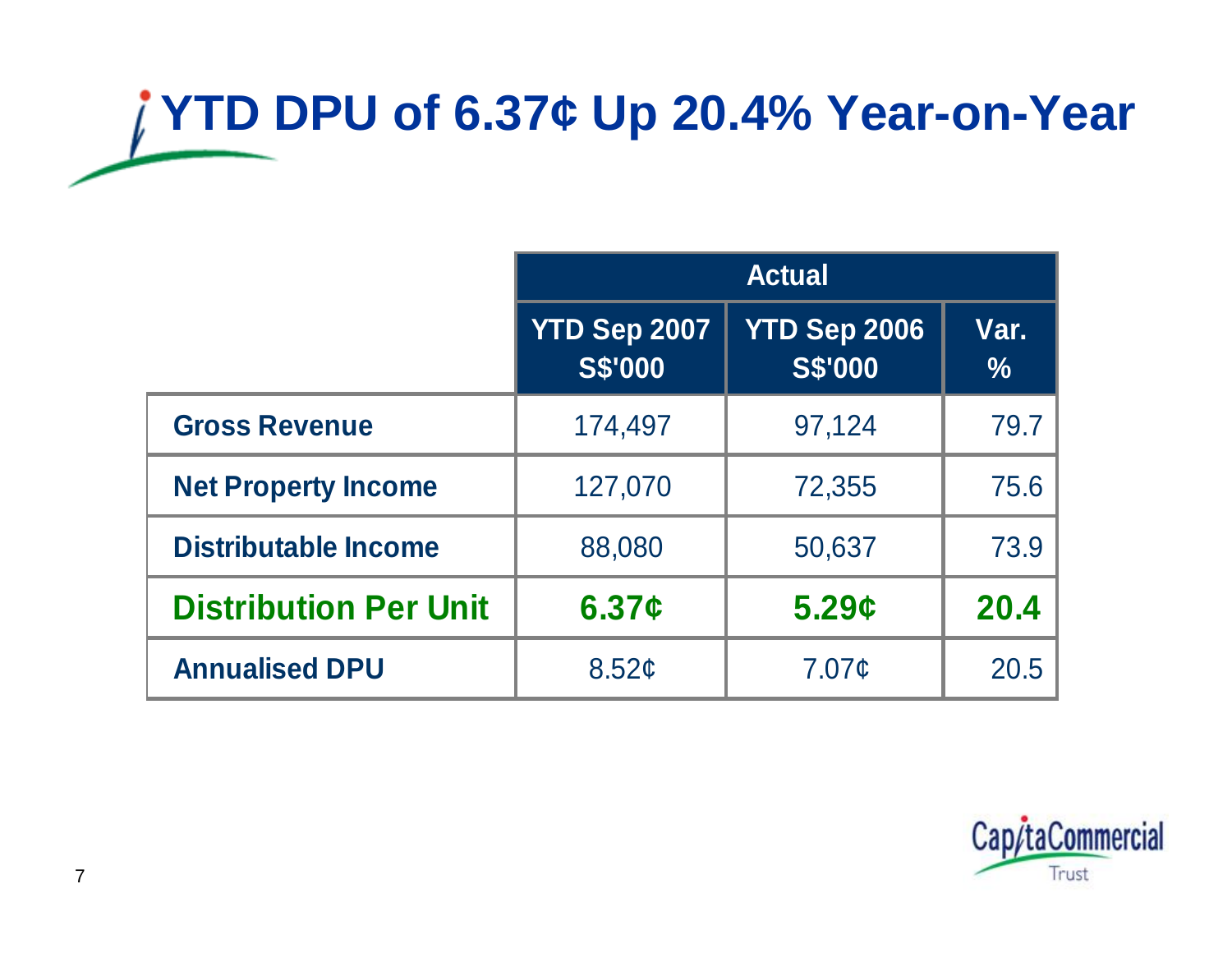# YTD DPU of 6.37¢ Up 20.4% Year-on-Year

| | Actual | | |
|---|---|---|---|
| | YTD Sep 2007 S$'000 | YTD Sep 2006 S$'000 | Var. % |
| **Gross Revenue** | 174,497 | 97,124 | 79.7 |
| **Net Property Income** | 127,070 | 72,355 | 75.6 |
| **Distributable Income** | 88,080 | 50,637 | 73.9 |
| **Distribution Per Unit** | **6.37¢** | **5.29¢** | **20.4** |
| **Annualised DPU** | 8.52¢ | 7.07¢ | 20.5 |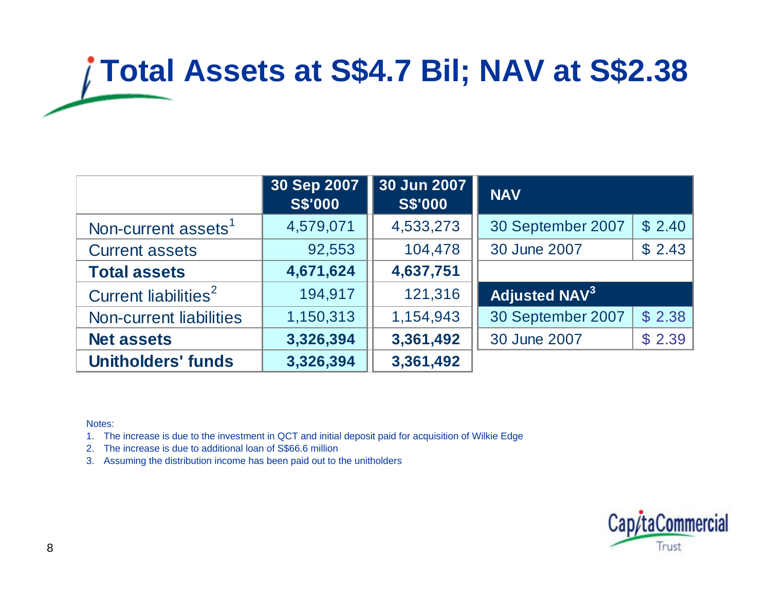# Total Assets at S$4.7 Bil; NAV at S$2.38

| | 30 Sep 2007 S$'000 | 30 Jun 2007 S$'000 |
|---|---|---|
| Non-current assets[1] | 4,579,071 | 4,533,273 |
| Current assets | 92,553 | 104,478 |
| **Total assets** | **4,671,624** | **4,637,751** |
| Current liabilities[2] | 194,917 | 121,316 |
| Non-current liabilities | 1,150,313 | 1,154,943 |
| **Net assets** | **3,326,394** | **3,361,492** |
| **Unitholders' funds** | **3,326,394** | **3,361,492** |

| **NAV** | |
|---|---|
| 30 September 2007 | $ 2.40 |
| 30 June 2007 | $ 2.43 |

| **Adjusted NAV[3]** | |
|---|---|
| 30 September 2007 | $ 2.38 |
| 30 June 2007 | $ 2.39 |

Notes:

1. The increase is due to the investment in QCT and initial deposit paid for acquisition of Wilkie Edge
2. The increase is due to additional loan of S$66.6 million
3. Assuming the distribution income has been paid out to the unitholders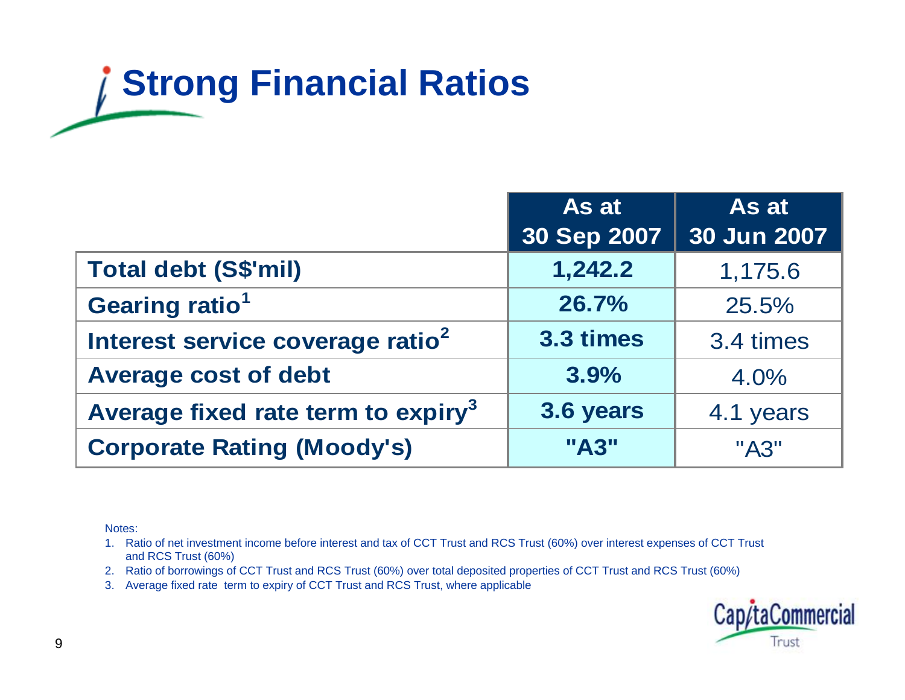# Strong Financial Ratios

| | As at 30 Sep 2007 | As at 30 Jun 2007 |
|---|---|---|
| **Total debt (S$'mil)** | **1,242.2** | 1,175.6 |
| **Gearing ratio**[1] | **26.7%** | 25.5% |
| **Interest service coverage ratio**[2] | **3.3 times** | 3.4 times |
| **Average cost of debt** | **3.9%** | 4.0% |
| **Average fixed rate term to expiry**[3] | **3.6 years** | 4.1 years |
| **Corporate Rating (Moody's)** | **"A3"** | "A3" |

Notes:

1. Ratio of net investment income before interest and tax of CCT Trust and RCS Trust (60%) over interest expenses of CCT Trust and RCS Trust (60%)
2. Ratio of borrowings of CCT Trust and RCS Trust (60%) over total deposited properties of CCT Trust and RCS Trust (60%)
3. Average fixed rate term to expiry of CCT Trust and RCS Trust, where applicable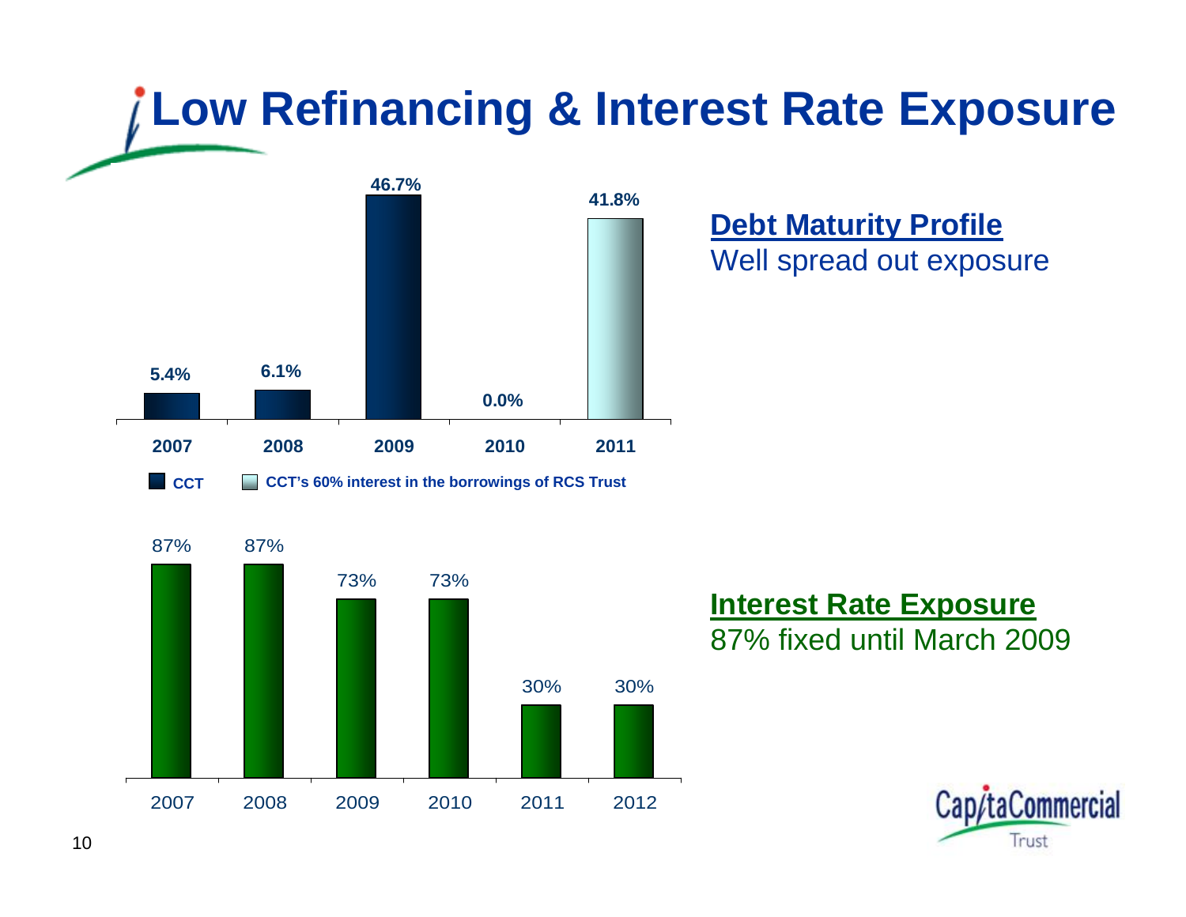# Low Refinancing & Interest Rate Exposure

| Year | CCT | CCT's 60% interest in the borrowings of RCS Trust |
|---|---|---|
| 2007 | 5.4% | |
| 2008 | 6.1% | |
| 2009 | 46.7% | |
| 2010 | 0.0% | |
| 2011 | | 41.8% |

**Debt Maturity Profile**
Well spread out exposure

| Year | 2007 | 2008 | 2009 | 2010 | 2011 | 2012 |
|---|---|---|---|---|---|---|
| Fixed | 87% | 87% | 73% | 73% | 30% | 30% |

**Interest Rate Exposure**
87% fixed until March 2009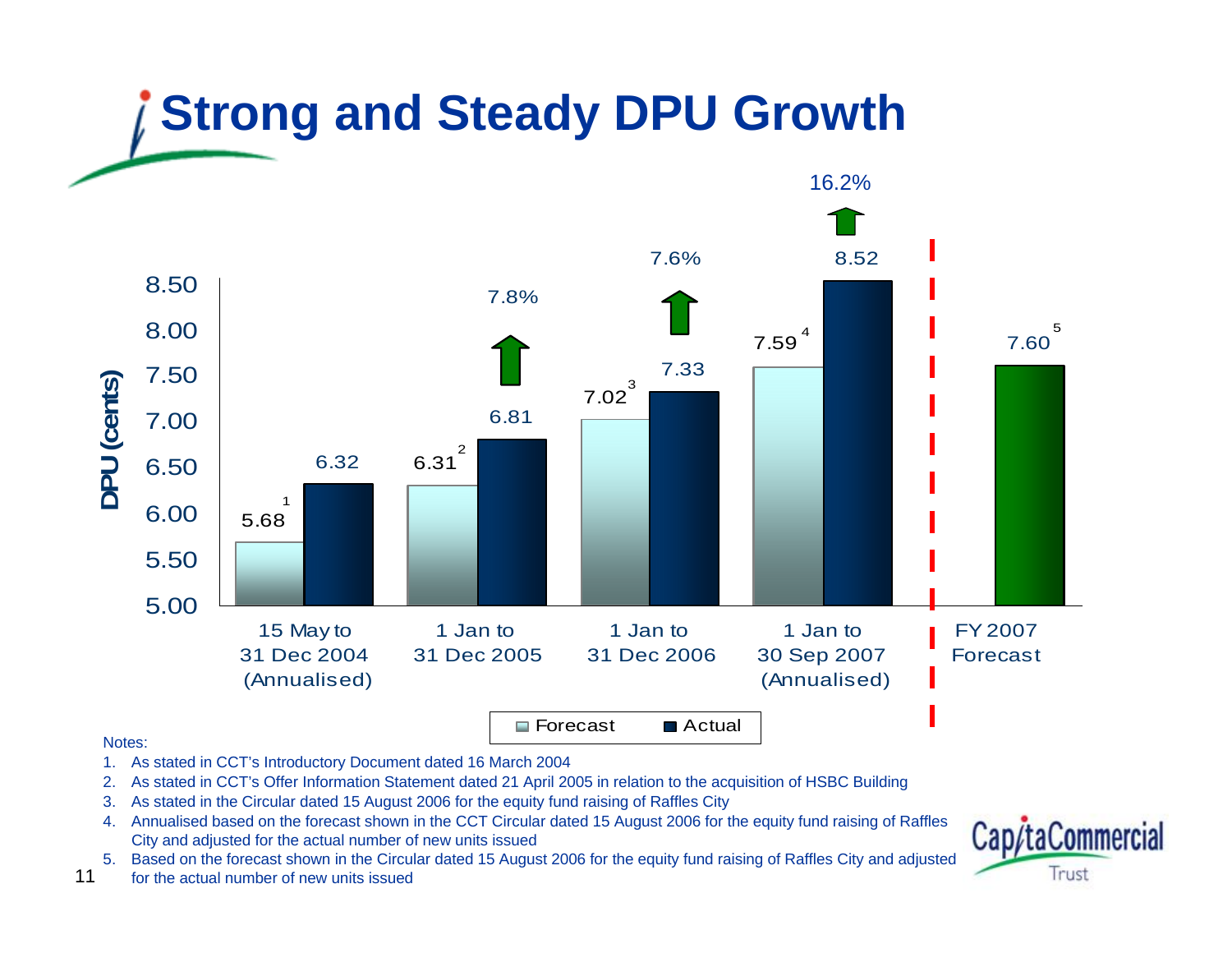# Strong and Steady DPU Growth

| DPU (cents) | 15 May to 31 Dec 2004 (Annualised) | 1 Jan to 31 Dec 2005 | 1 Jan to 31 Dec 2006 | 1 Jan to 30 Sep 2007 (Annualised) | FY 2007 Forecast |
|---|---|---|---|---|---|
| Forecast | 5.68[1] | 6.31[2] | 7.02[3] | 7.59[4] | 7.60[5] |
| Actual | 6.32 | 6.81 | 7.33 | 8.52 | |
| Growth (Actual vs Forecast) | | 7.8% | 7.6% | 16.2% | |

Notes:

1. As stated in CCT's Introductory Document dated 16 March 2004
2. As stated in CCT's Offer Information Statement dated 21 April 2005 in relation to the acquisition of HSBC Building
3. As stated in the Circular dated 15 August 2006 for the equity fund raising of Raffles City
4. Annualised based on the forecast shown in the CCT Circular dated 15 August 2006 for the equity fund raising of Raffles City and adjusted for the actual number of new units issued
5. Based on the forecast shown in the Circular dated 15 August 2006 for the equity fund raising of Raffles City and adjusted for the actual number of new units issued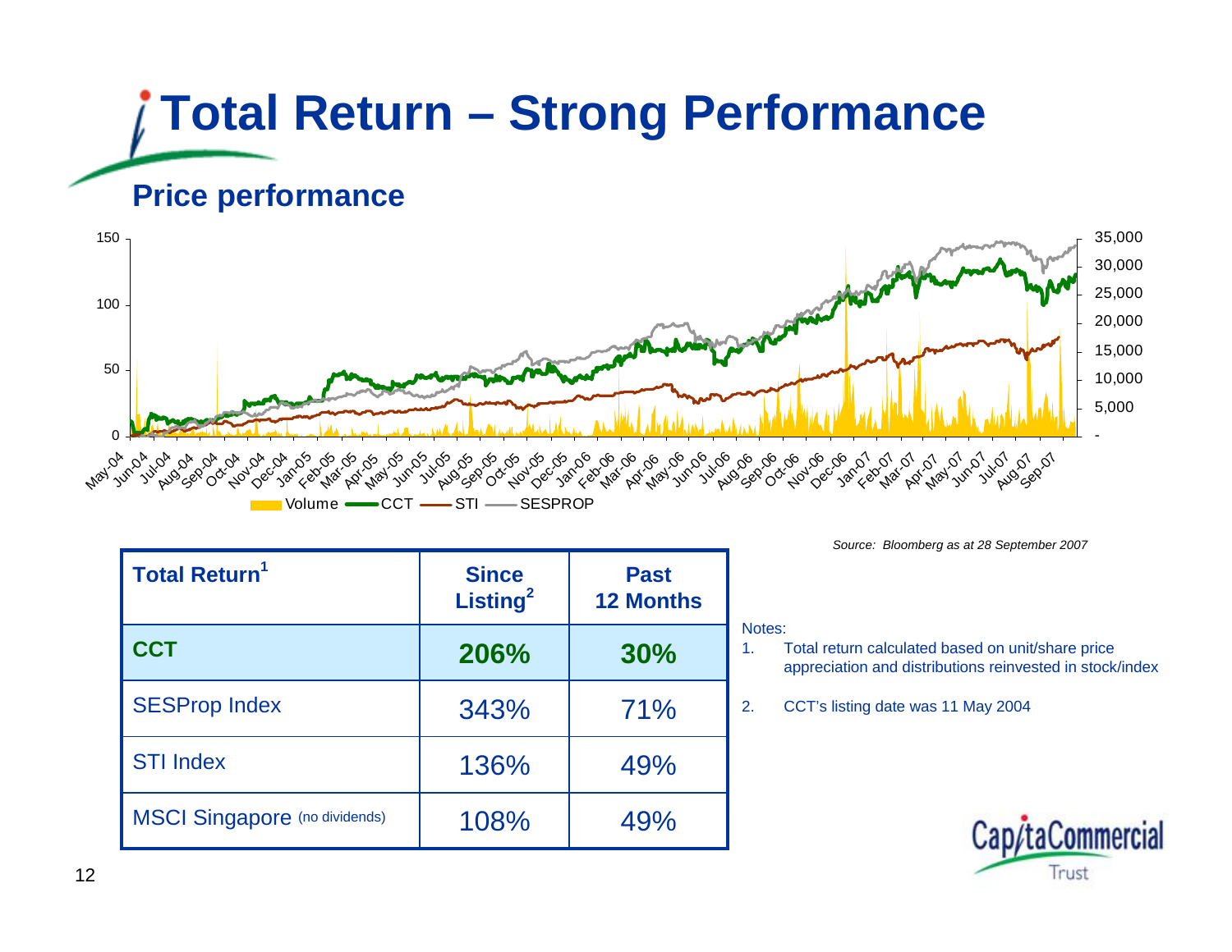# Total Return – Strong Performance

## Price performance

Volume — CCT — STI — SESPROP

*Source: Bloomberg as at 28 September 2007*

| Total Return[1] | Since Listing[2] | Past 12 Months |
|---|---|---|
| **CCT** | **206%** | **30%** |
| SESProp Index | 343% | 71% |
| STI Index | 136% | 49% |
| MSCI Singapore (no dividends) | 108% | 49% |

Notes:

1. Total return calculated based on unit/share price appreciation and distributions reinvested in stock/index
2. CCT's listing date was 11 May 2004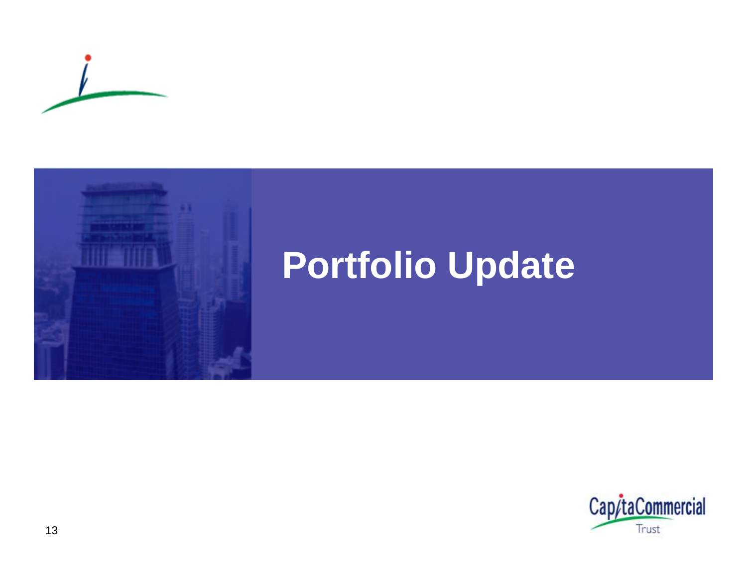# Portfolio Update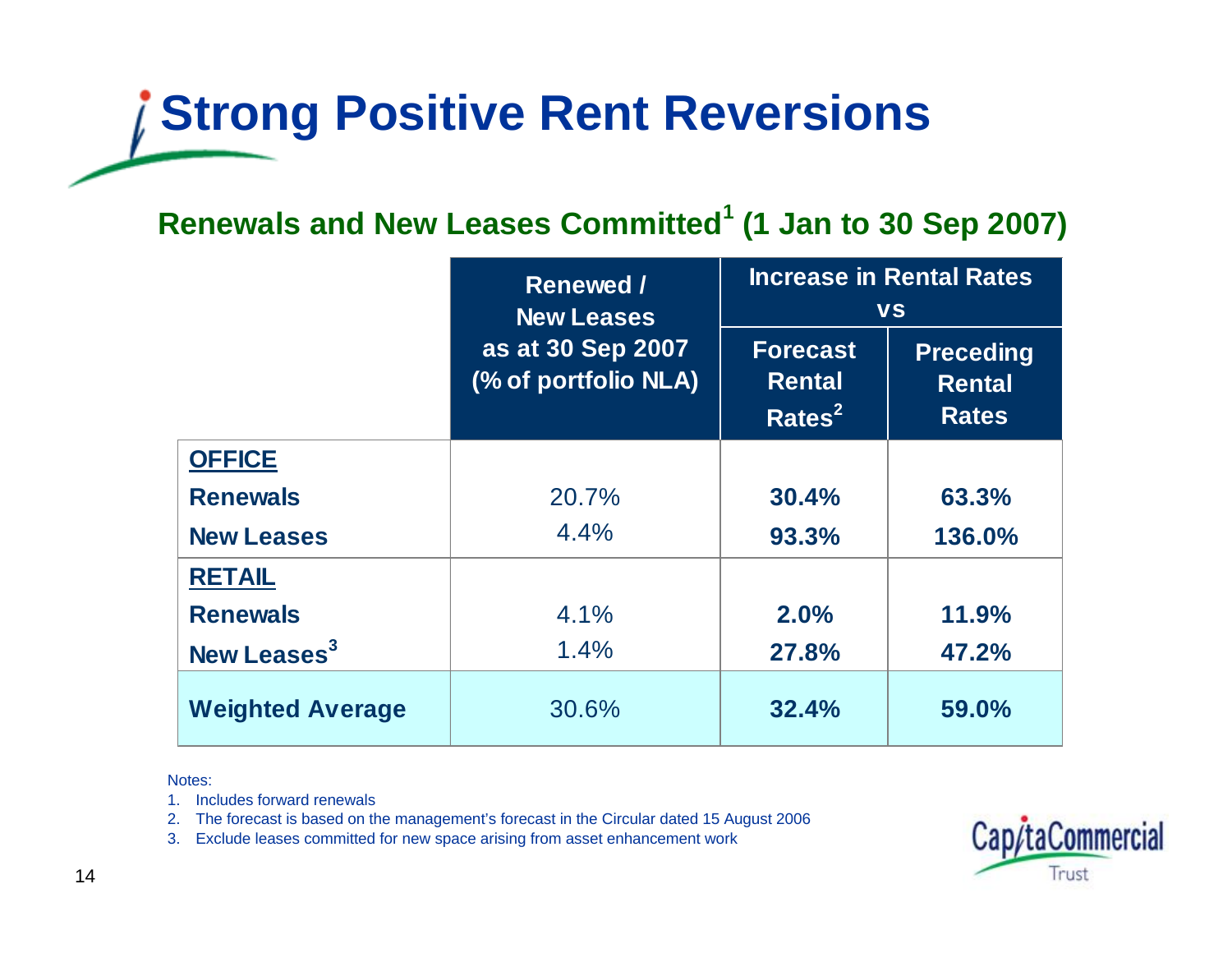# Strong Positive Rent Reversions

## Renewals and New Leases Committed[1] (1 Jan to 30 Sep 2007)

| | Renewed / New Leases as at 30 Sep 2007 (% of portfolio NLA) | Increase in Rental Rates vs | |
|---|---|---|---|
| | | Forecast Rental Rates[2] | Preceding Rental Rates |
| **OFFICE** | | | |
| **Renewals** | 20.7% | **30.4%** | **63.3%** |
| **New Leases** | 4.4% | **93.3%** | **136.0%** |
| **RETAIL** | | | |
| **Renewals** | 4.1% | **2.0%** | **11.9%** |
| **New Leases[3]** | 1.4% | **27.8%** | **47.2%** |
| **Weighted Average** | 30.6% | **32.4%** | **59.0%** |

Notes:

1. Includes forward renewals
2. The forecast is based on the management's forecast in the Circular dated 15 August 2006
3. Exclude leases committed for new space arising from asset enhancement work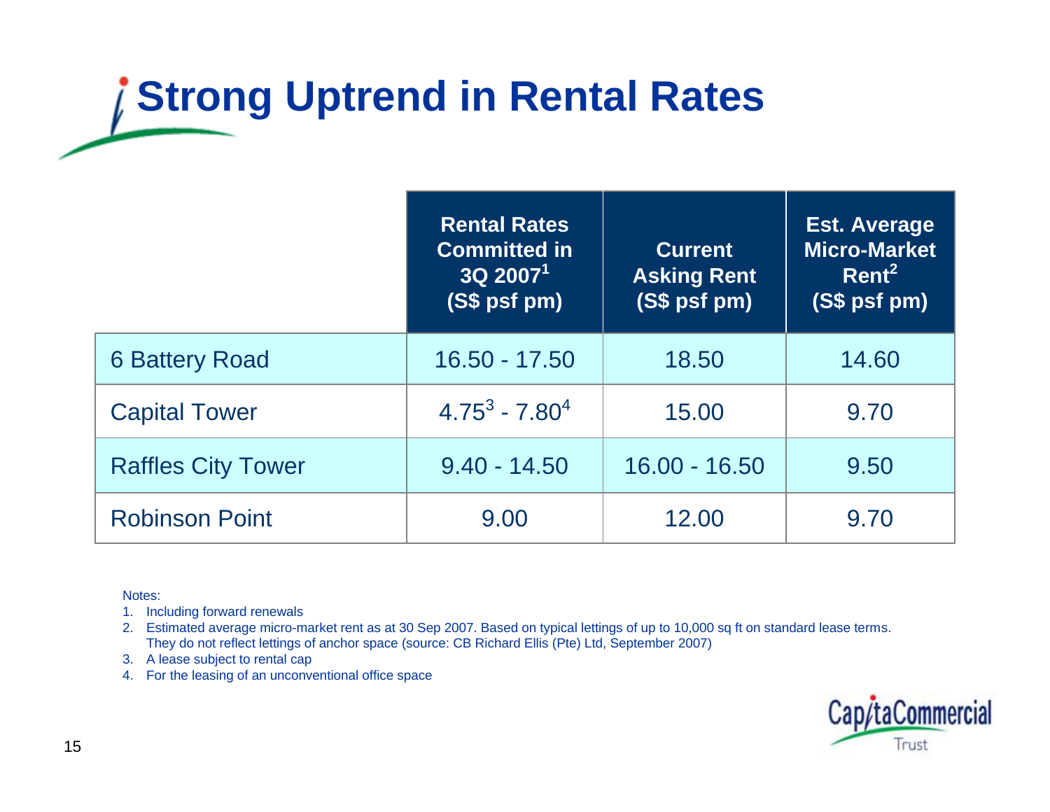# Strong Uptrend in Rental Rates

| | Rental Rates Committed in 3Q 2007[1] (S$ psf pm) | Current Asking Rent (S$ psf pm) | Est. Average Micro-Market Rent[2] (S$ psf pm) |
|---|---|---|---|
| 6 Battery Road | 16.50 - 17.50 | 18.50 | 14.60 |
| Capital Tower | 4.75[3] - 7.80[4] | 15.00 | 9.70 |
| Raffles City Tower | 9.40 - 14.50 | 16.00 - 16.50 | 9.50 |
| Robinson Point | 9.00 | 12.00 | 9.70 |

Notes:

1. Including forward renewals
2. Estimated average micro-market rent as at 30 Sep 2007. Based on typical lettings of up to 10,000 sq ft on standard lease terms. They do not reflect lettings of anchor space (source: CB Richard Ellis (Pte) Ltd, September 2007)
3. A lease subject to rental cap
4. For the leasing of an unconventional office space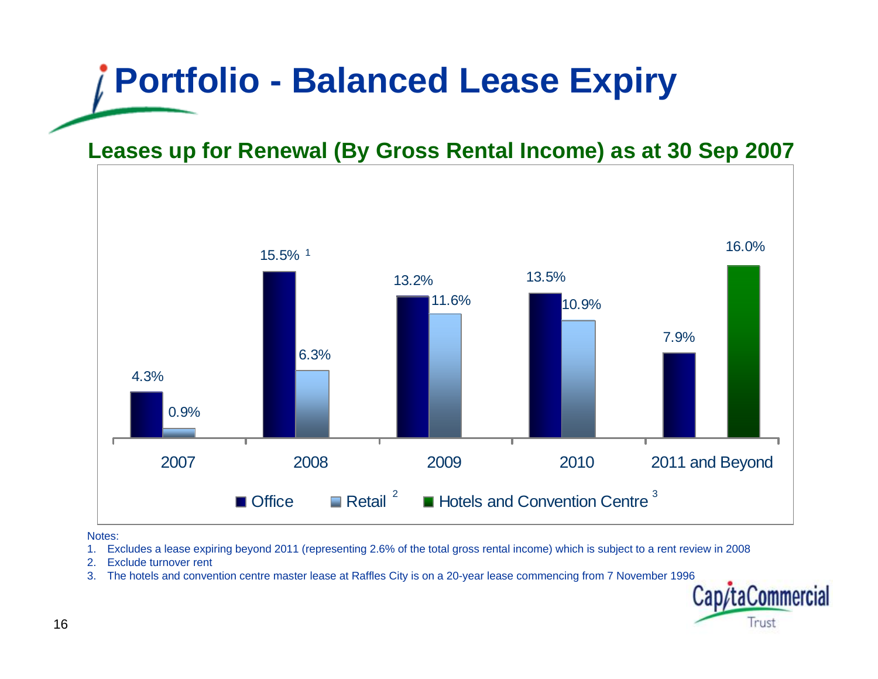# Portfolio - Balanced Lease Expiry

## Leases up for Renewal (By Gross Rental Income) as at 30 Sep 2007

| | Office | Retail [2] | Hotels and Convention Centre [3] |
|---|---|---|---|
| 2007 | 4.3% | 0.9% | |
| 2008 | 15.5% [1] | 6.3% | |
| 2009 | 13.2% | 11.6% | |
| 2010 | 13.5% | 10.9% | |
| 2011 and Beyond | 7.9% | | 16.0% |

Notes:

1. Excludes a lease expiring beyond 2011 (representing 2.6% of the total gross rental income) which is subject to a rent review in 2008
2. Exclude turnover rent
3. The hotels and convention centre master lease at Raffles City is on a 20-year lease commencing from 7 November 1996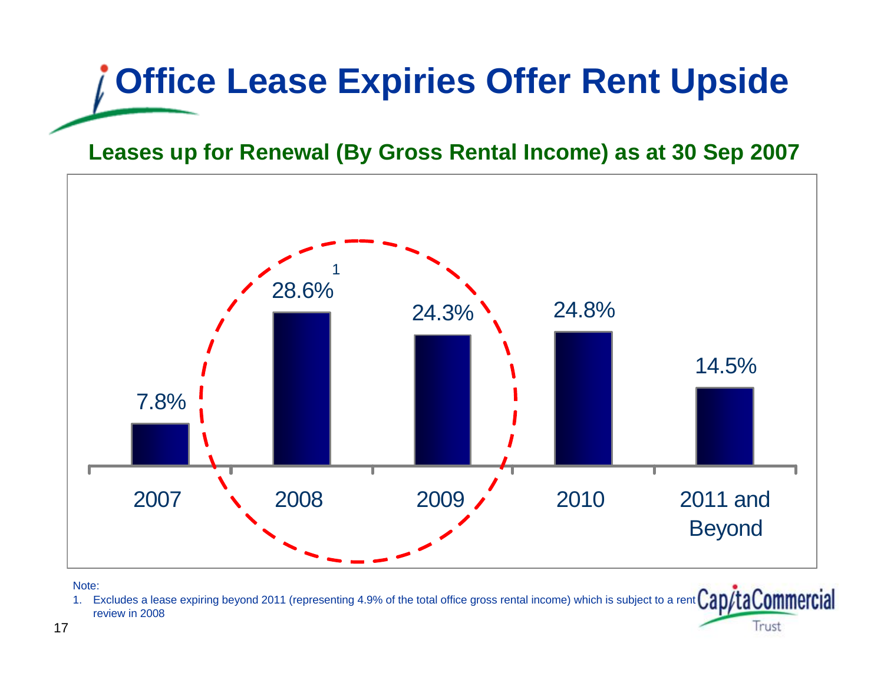# Office Lease Expiries Offer Rent Upside

## Leases up for Renewal (By Gross Rental Income) as at 30 Sep 2007

| 2007 | 2008 | 2009 | 2010 | 2011 and Beyond |
|---|---|---|---|---|
| 7.8% | 28.6%[1] | 24.3% | 24.8% | 14.5% |

Note:

1. Excludes a lease expiring beyond 2011 (representing 4.9% of the total office gross rental income) which is subject to a rent review in 2008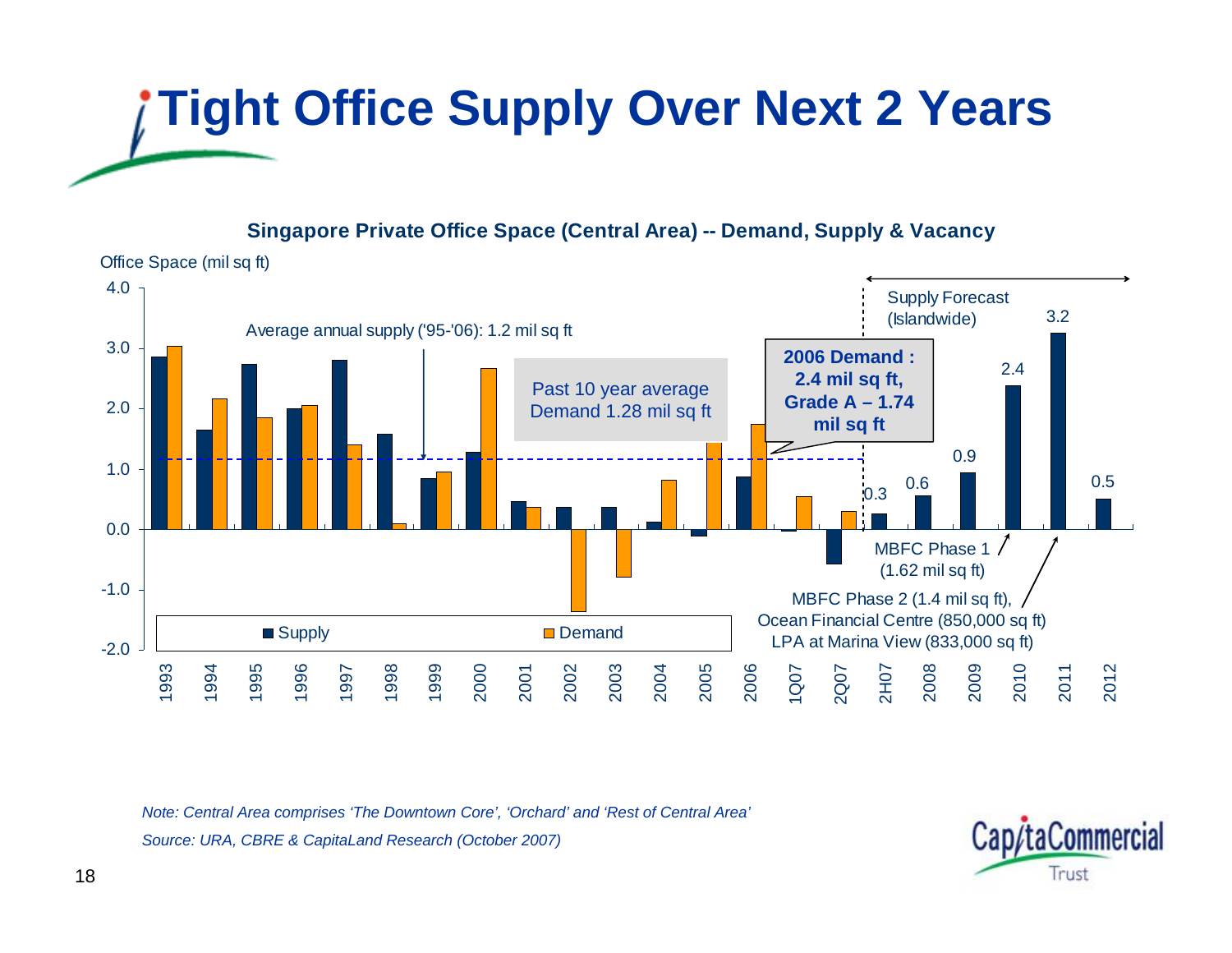# Tight Office Supply Over Next 2 Years

**Singapore Private Office Space (Central Area) -- Demand, Supply & Vacancy**

Office Space (mil sq ft)

Average annual supply ('95-'06): 1.2 mil sq ft

Past 10 year average Demand 1.28 mil sq ft

**2006 Demand : 2.4 mil sq ft, Grade A – 1.74 mil sq ft**

Supply Forecast (Islandwide)

| Period | Supply | Demand |
|---|---|---|
| 2H07 | 0.3 | |
| 2008 | 0.6 | |
| 2009 | 0.9 | |
| 2010 | 2.4 | |
| 2011 | 3.2 | |
| 2012 | 0.5 | |

MBFC Phase 1 (1.62 mil sq ft)

MBFC Phase 2 (1.4 mil sq ft), Ocean Financial Centre (850,000 sq ft) LPA at Marina View (833,000 sq ft)

■ Supply ■ Demand

*Note: Central Area comprises 'The Downtown Core', 'Orchard' and 'Rest of Central Area'*

*Source: URA, CBRE & CapitaLand Research (October 2007)*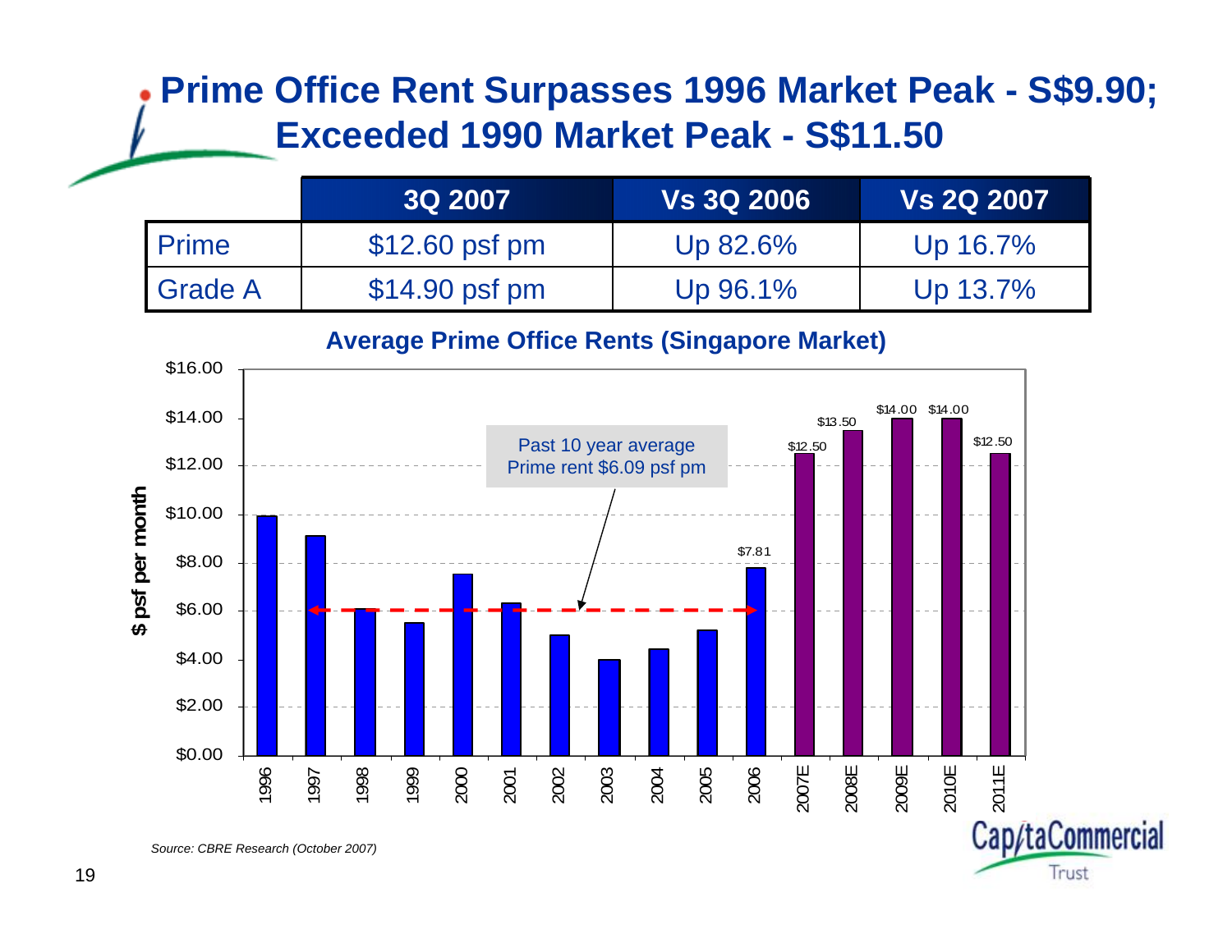# Prime Office Rent Surpasses 1996 Market Peak - S$9.90; Exceeded 1990 Market Peak - S$11.50

| | 3Q 2007 | Vs 3Q 2006 | Vs 2Q 2007 |
|---|---|---|---|
| Prime | $12.60 psf pm | Up 82.6% | Up 16.7% |
| Grade A | $14.90 psf pm | Up 96.1% | Up 13.7% |

**Average Prime Office Rents (Singapore Market)**

Past 10 year average Prime rent $6.09 psf pm

| Year | $ psf per month |
|---|---|
| 2006 | $7.81 |
| 2007E | $12.50 |
| 2008E | $13.50 |
| 2009E | $14.00 |
| 2010E | $14.00 |
| 2011E | $12.50 |

*Source: CBRE Research (October 2007)*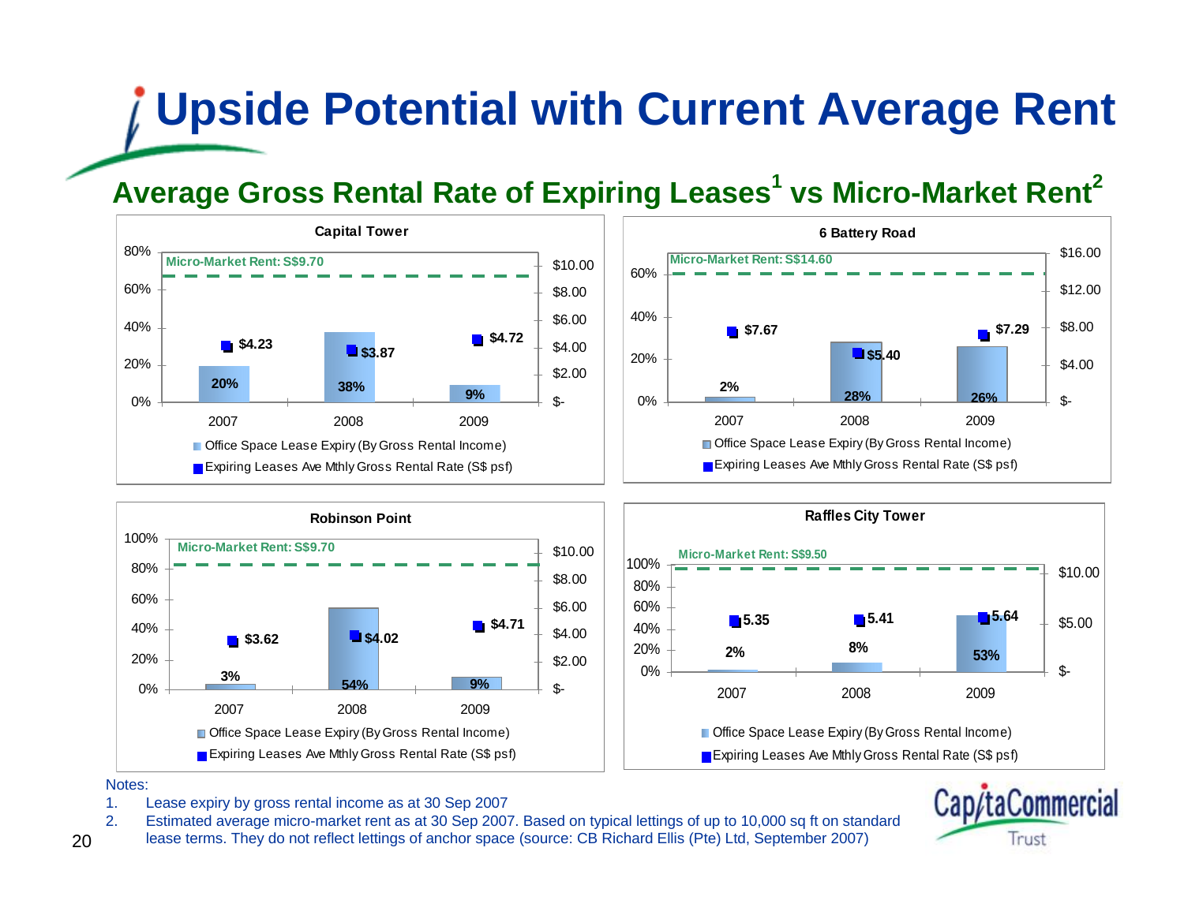# Upside Potential with Current Average Rent

## Average Gross Rental Rate of Expiring Leases[1] vs Micro-Market Rent[2]

### Capital Tower

Micro-Market Rent: S$9.70

| | 2007 | 2008 | 2009 |
|---|---|---|---|
| Office Space Lease Expiry (By Gross Rental Income) | 20% | 38% | 9% |
| Expiring Leases Ave Mthly Gross Rental Rate (S$ psf) | $4.23 | $3.87 | $4.72 |

### 6 Battery Road

Micro-Market Rent: S$14.60

| | 2007 | 2008 | 2009 |
|---|---|---|---|
| Office Space Lease Expiry (By Gross Rental Income) | 2% | 28% | 26% |
| Expiring Leases Ave Mthly Gross Rental Rate (S$ psf) | $7.67 | $5.40 | $7.29 |

### Robinson Point

Micro-Market Rent: S$9.70

| | 2007 | 2008 | 2009 |
|---|---|---|---|
| Office Space Lease Expiry (By Gross Rental Income) | 3% | 54% | 9% |
| Expiring Leases Ave Mthly Gross Rental Rate (S$ psf) | $3.62 | $4.02 | $4.71 |

### Raffles City Tower

Micro-Market Rent: S$9.50

| | 2007 | 2008 | 2009 |
|---|---|---|---|
| Office Space Lease Expiry (By Gross Rental Income) | 2% | 8% | 53% |
| Expiring Leases Ave Mthly Gross Rental Rate (S$ psf) | 5.35 | 5.41 | 5.64 |

Notes:

1. Lease expiry by gross rental income as at 30 Sep 2007
2. Estimated average micro-market rent as at 30 Sep 2007. Based on typical lettings of up to 10,000 sq ft on standard lease terms. They do not reflect lettings of anchor space (source: CB Richard Ellis (Pte) Ltd, September 2007)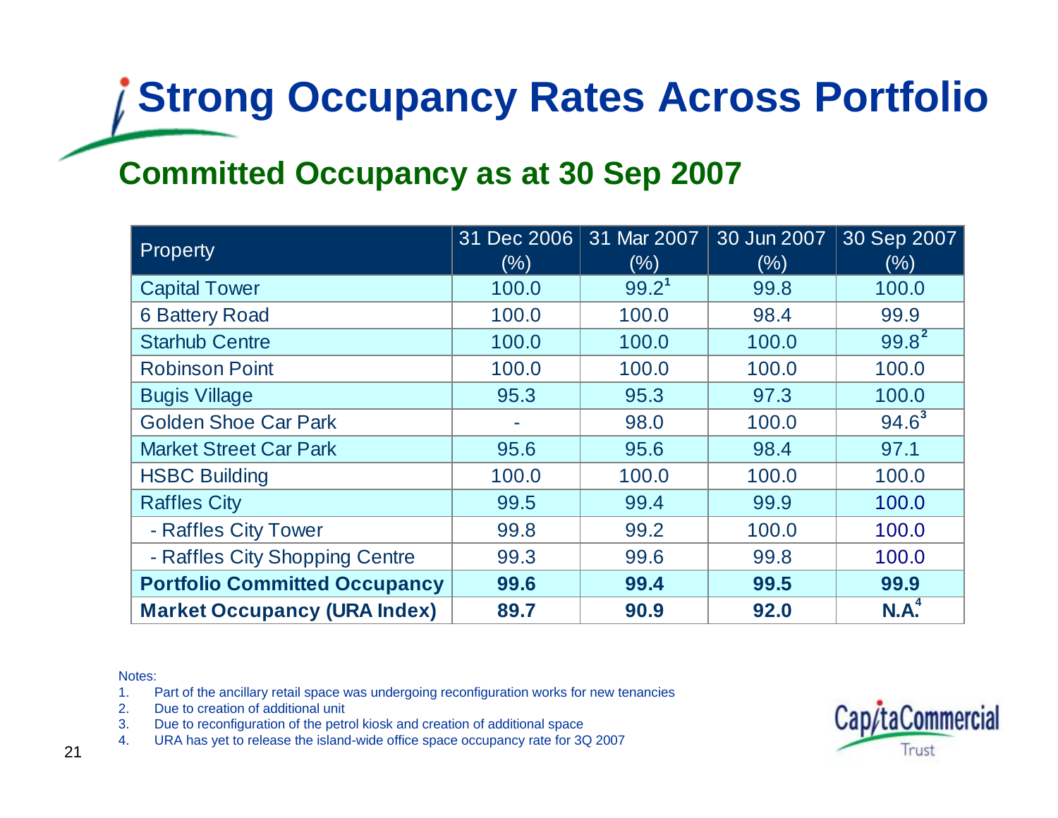# Strong Occupancy Rates Across Portfolio

## Committed Occupancy as at 30 Sep 2007

| Property | 31 Dec 2006 (%) | 31 Mar 2007 (%) | 30 Jun 2007 (%) | 30 Sep 2007 (%) |
|---|---|---|---|---|
| Capital Tower | 100.0 | 99.2[1] | 99.8 | 100.0 |
| 6 Battery Road | 100.0 | 100.0 | 98.4 | 99.9 |
| Starhub Centre | 100.0 | 100.0 | 100.0 | 99.8[2] |
| Robinson Point | 100.0 | 100.0 | 100.0 | 100.0 |
| Bugis Village | 95.3 | 95.3 | 97.3 | 100.0 |
| Golden Shoe Car Park | - | 98.0 | 100.0 | 94.6[3] |
| Market Street Car Park | 95.6 | 95.6 | 98.4 | 97.1 |
| HSBC Building | 100.0 | 100.0 | 100.0 | 100.0 |
| Raffles City | 99.5 | 99.4 | 99.9 | 100.0 |
| - Raffles City Tower | 99.8 | 99.2 | 100.0 | 100.0 |
| - Raffles City Shopping Centre | 99.3 | 99.6 | 99.8 | 100.0 |
| **Portfolio Committed Occupancy** | **99.6** | **99.4** | **99.5** | **99.9** |
| **Market Occupancy (URA Index)** | **89.7** | **90.9** | **92.0** | **N.A.**[4] |

Notes:
1. Part of the ancillary retail space was undergoing reconfiguration works for new tenancies
2. Due to creation of additional unit
3. Due to reconfiguration of the petrol kiosk and creation of additional space
4. URA has yet to release the island-wide office space occupancy rate for 3Q 2007

CapitaCommercial Trust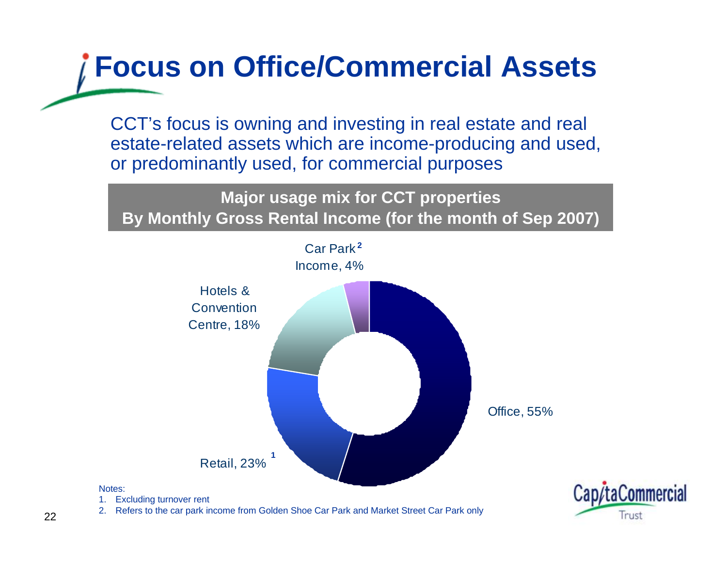# Focus on Office/Commercial Assets

CCT's focus is owning and investing in real estate and real estate-related assets which are income-producing and used, or predominantly used, for commercial purposes

**Major usage mix for CCT properties**
**By Monthly Gross Rental Income (for the month of Sep 2007)**

Car Park[2] Income, 4%

Hotels & Convention Centre, 18%

Office, 55%

Retail, 23% [1]

Notes:

1. Excluding turnover rent
2. Refers to the car park income from Golden Shoe Car Park and Market Street Car Park only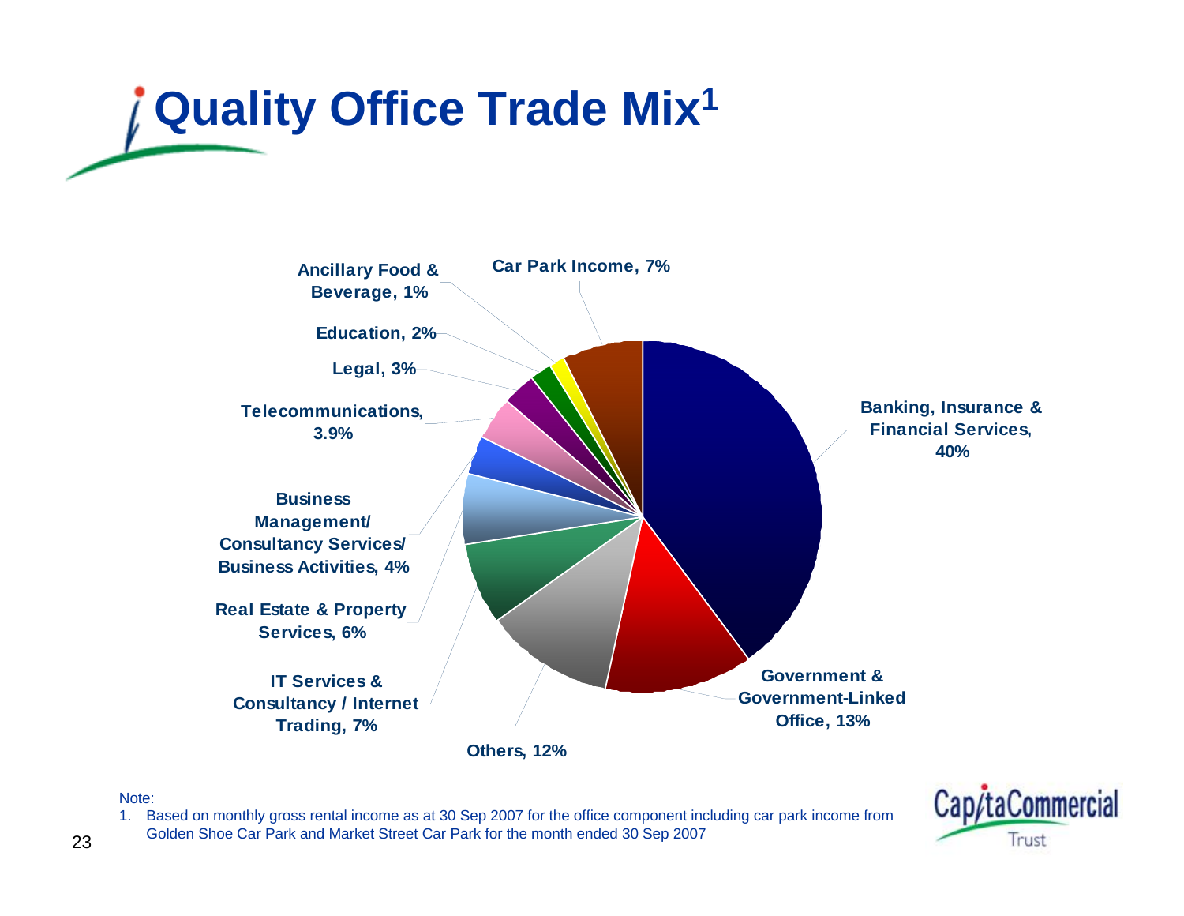# Quality Office Trade Mix[1]

- Banking, Insurance & Financial Services, 40%
- Government & Government-Linked Office, 13%
- Others, 12%
- IT Services & Consultancy / Internet Trading, 7%
- Real Estate & Property Services, 6%
- Business Management/ Consultancy Services/ Business Activities, 4%
- Telecommunications, 3.9%
- Legal, 3%
- Education, 2%
- Ancillary Food & Beverage, 1%
- Car Park Income, 7%

Note:

1. Based on monthly gross rental income as at 30 Sep 2007 for the office component including car park income from Golden Shoe Car Park and Market Street Car Park for the month ended 30 Sep 2007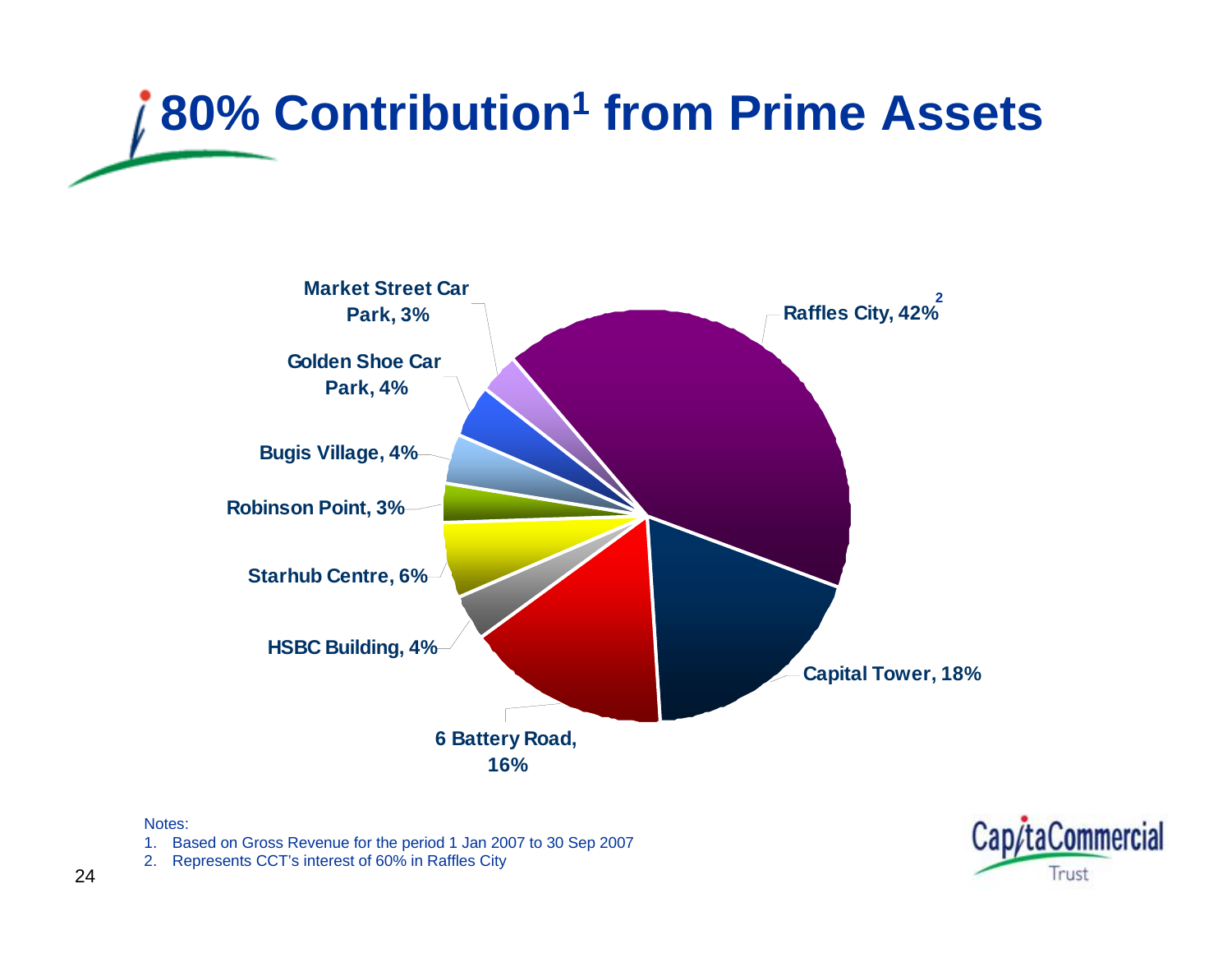# 80% Contribution[1] from Prime Assets

| Asset | Contribution |
| --- | --- |
| Raffles City[2] | 42% |
| Capital Tower | 18% |
| 6 Battery Road | 16% |
| HSBC Building | 4% |
| Starhub Centre | 6% |
| Robinson Point | 3% |
| Bugis Village | 4% |
| Golden Shoe Car Park | 4% |
| Market Street Car Park | 3% |

Notes:

1. Based on Gross Revenue for the period 1 Jan 2007 to 30 Sep 2007
2. Represents CCT's interest of 60% in Raffles City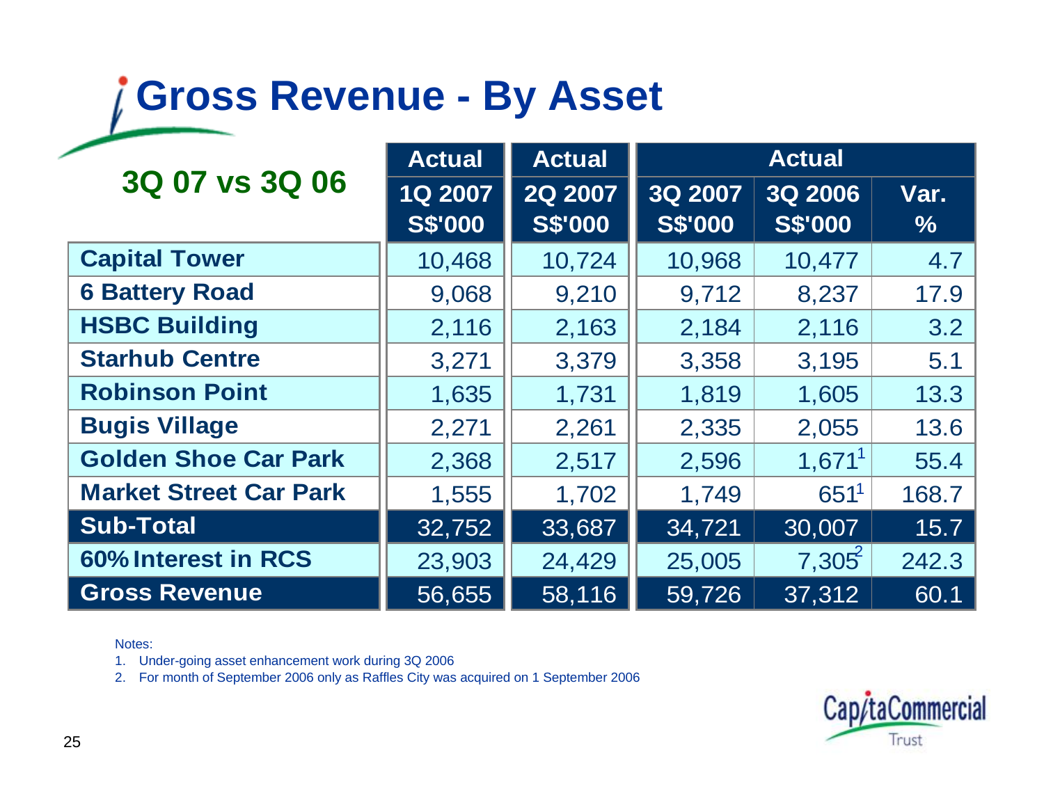# Gross Revenue - By Asset

| 3Q 07 vs 3Q 06 | Actual | Actual | Actual | | |
|---|---|---|---|---|---|
| | 1Q 2007 S$'000 | 2Q 2007 S$'000 | 3Q 2007 S$'000 | 3Q 2006 S$'000 | Var. % |
| **Capital Tower** | 10,468 | 10,724 | 10,968 | 10,477 | 4.7 |
| **6 Battery Road** | 9,068 | 9,210 | 9,712 | 8,237 | 17.9 |
| **HSBC Building** | 2,116 | 2,163 | 2,184 | 2,116 | 3.2 |
| **Starhub Centre** | 3,271 | 3,379 | 3,358 | 3,195 | 5.1 |
| **Robinson Point** | 1,635 | 1,731 | 1,819 | 1,605 | 13.3 |
| **Bugis Village** | 2,271 | 2,261 | 2,335 | 2,055 | 13.6 |
| **Golden Shoe Car Park** | 2,368 | 2,517 | 2,596 | 1,671[1] | 55.4 |
| **Market Street Car Park** | 1,555 | 1,702 | 1,749 | 651[1] | 168.7 |
| **Sub-Total** | 32,752 | 33,687 | 34,721 | 30,007 | 15.7 |
| **60% Interest in RCS** | 23,903 | 24,429 | 25,005 | 7,305[2] | 242.3 |
| **Gross Revenue** | 56,655 | 58,116 | 59,726 | 37,312 | 60.1 |

Notes:

1. Under-going asset enhancement work during 3Q 2006
2. For month of September 2006 only as Raffles City was acquired on 1 September 2006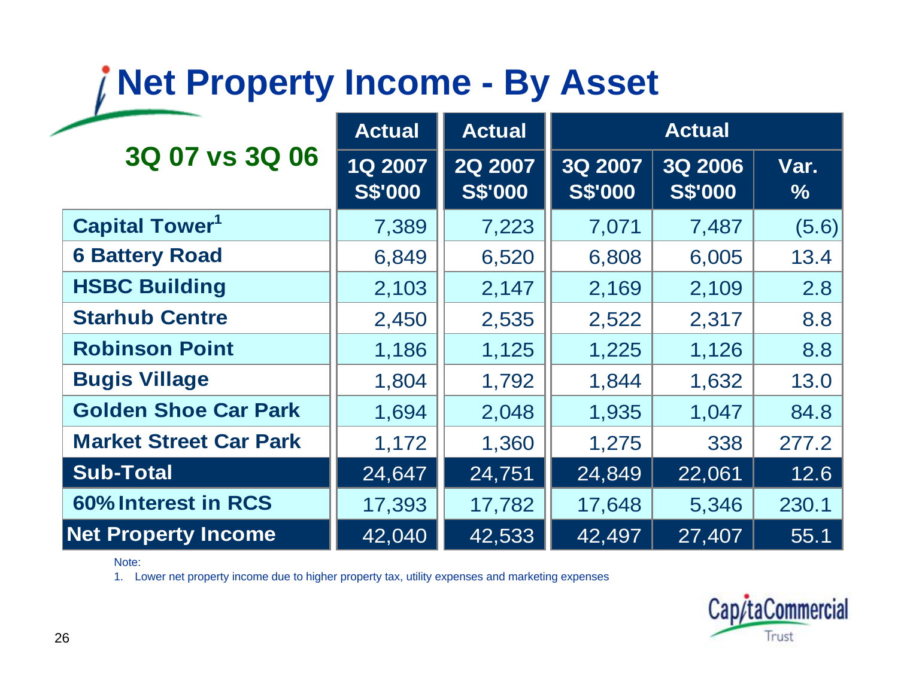# Net Property Income - By Asset

| 3Q 07 vs 3Q 06 | Actual | Actual | Actual | | |
|---|---|---|---|---|---|
| | 1Q 2007 S$'000 | 2Q 2007 S$'000 | 3Q 2007 S$'000 | 3Q 2006 S$'000 | Var. % |
| Capital Tower[1] | 7,389 | 7,223 | 7,071 | 7,487 | (5.6) |
| 6 Battery Road | 6,849 | 6,520 | 6,808 | 6,005 | 13.4 |
| HSBC Building | 2,103 | 2,147 | 2,169 | 2,109 | 2.8 |
| Starhub Centre | 2,450 | 2,535 | 2,522 | 2,317 | 8.8 |
| Robinson Point | 1,186 | 1,125 | 1,225 | 1,126 | 8.8 |
| Bugis Village | 1,804 | 1,792 | 1,844 | 1,632 | 13.0 |
| Golden Shoe Car Park | 1,694 | 2,048 | 1,935 | 1,047 | 84.8 |
| Market Street Car Park | 1,172 | 1,360 | 1,275 | 338 | 277.2 |
| **Sub-Total** | 24,647 | 24,751 | 24,849 | 22,061 | 12.6 |
| 60% Interest in RCS | 17,393 | 17,782 | 17,648 | 5,346 | 230.1 |
| **Net Property Income** | 42,040 | 42,533 | 42,497 | 27,407 | 55.1 |

Note:

1. Lower net property income due to higher property tax, utility expenses and marketing expenses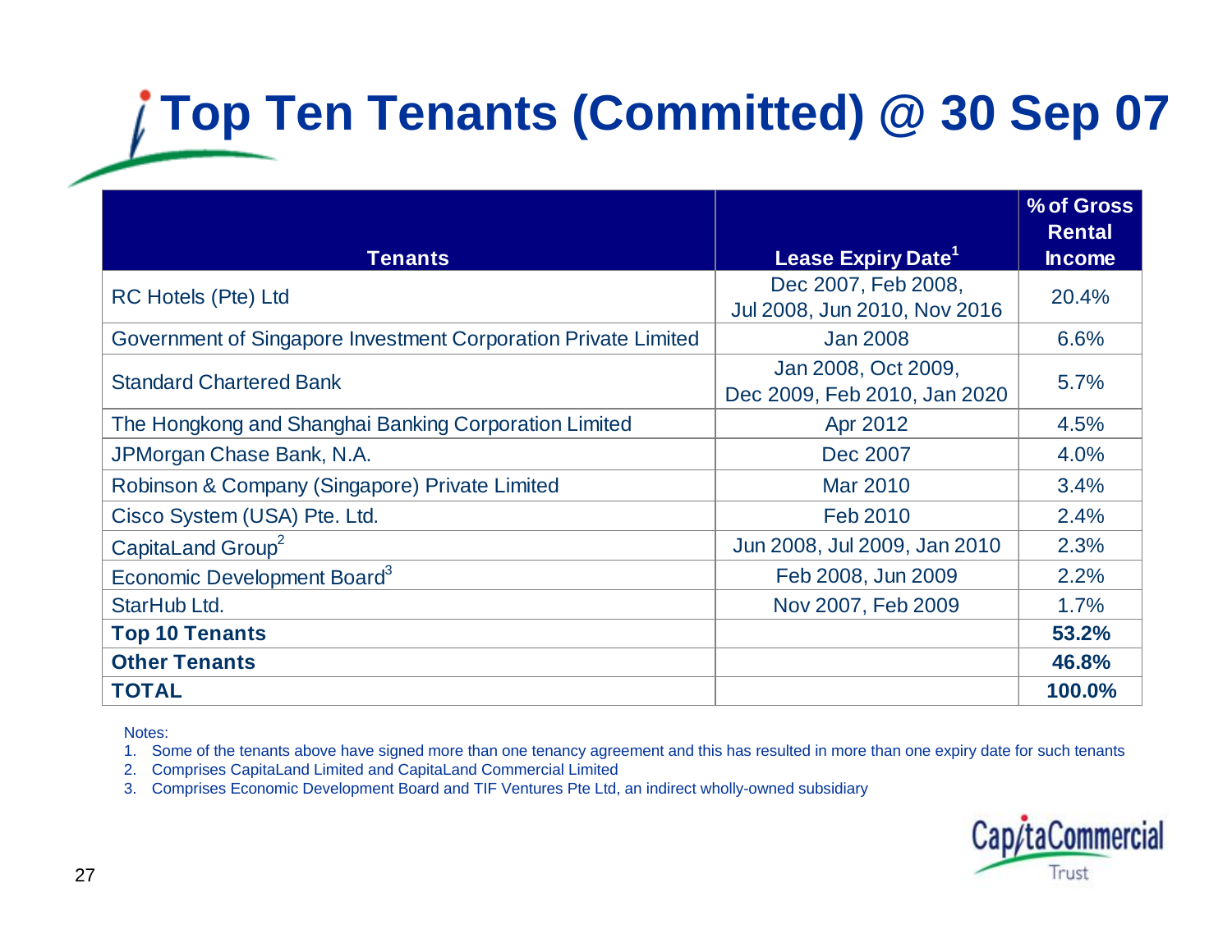# Top Ten Tenants (Committed) @ 30 Sep 07

| Tenants | Lease Expiry Date[1] | % of Gross Rental Income |
|---|---|---|
| RC Hotels (Pte) Ltd | Dec 2007, Feb 2008, Jul 2008, Jun 2010, Nov 2016 | 20.4% |
| Government of Singapore Investment Corporation Private Limited | Jan 2008 | 6.6% |
| Standard Chartered Bank | Jan 2008, Oct 2009, Dec 2009, Feb 2010, Jan 2020 | 5.7% |
| The Hongkong and Shanghai Banking Corporation Limited | Apr 2012 | 4.5% |
| JPMorgan Chase Bank, N.A. | Dec 2007 | 4.0% |
| Robinson & Company (Singapore) Private Limited | Mar 2010 | 3.4% |
| Cisco System (USA) Pte. Ltd. | Feb 2010 | 2.4% |
| CapitaLand Group[2] | Jun 2008, Jul 2009, Jan 2010 | 2.3% |
| Economic Development Board[3] | Feb 2008, Jun 2009 | 2.2% |
| StarHub Ltd. | Nov 2007, Feb 2009 | 1.7% |
| **Top 10 Tenants** | | **53.2%** |
| **Other Tenants** | | **46.8%** |
| **TOTAL** | | **100.0%** |

Notes:

1. Some of the tenants above have signed more than one tenancy agreement and this has resulted in more than one expiry date for such tenants
2. Comprises CapitaLand Limited and CapitaLand Commercial Limited
3. Comprises Economic Development Board and TIF Ventures Pte Ltd, an indirect wholly-owned subsidiary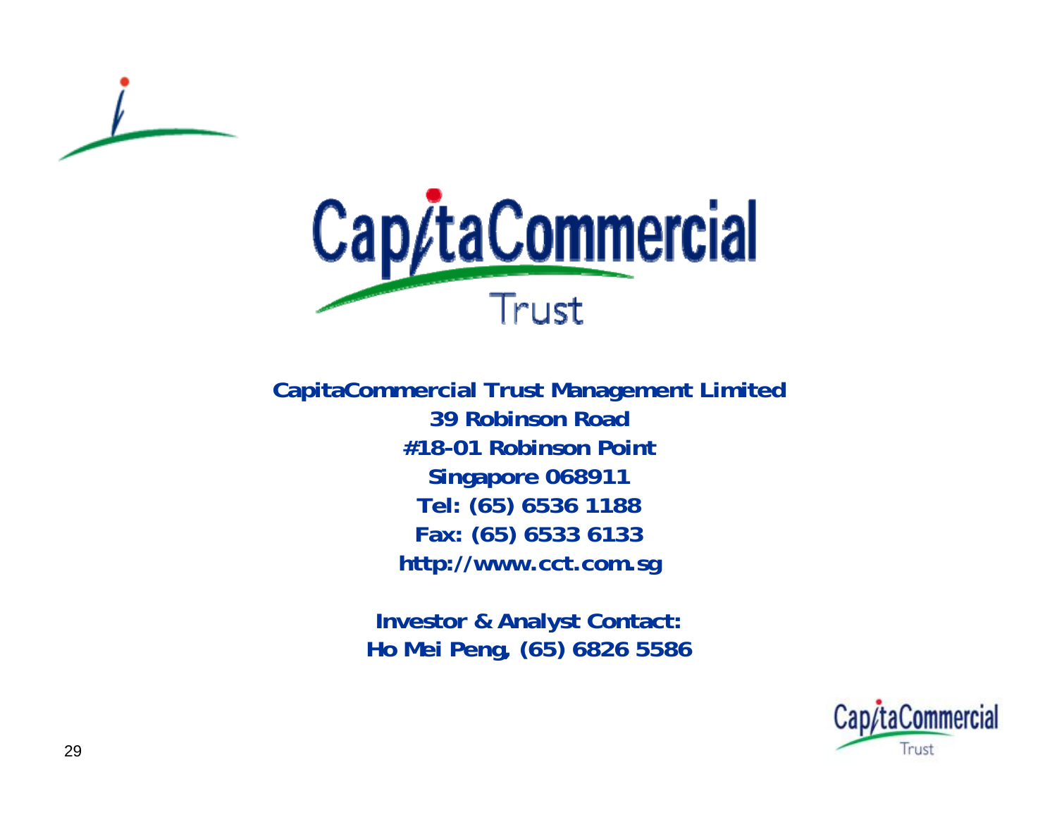CapitaCommercial Trust

**CapitaCommercial Trust Management Limited**
**39 Robinson Road**
**#18-01 Robinson Point**
**Singapore 068911**
**Tel: (65) 6536 1188**
**Fax: (65) 6533 6133**
**http://www.cct.com.sg**

**Investor & Analyst Contact:**
**Ho Mei Peng, (65) 6826 5586**